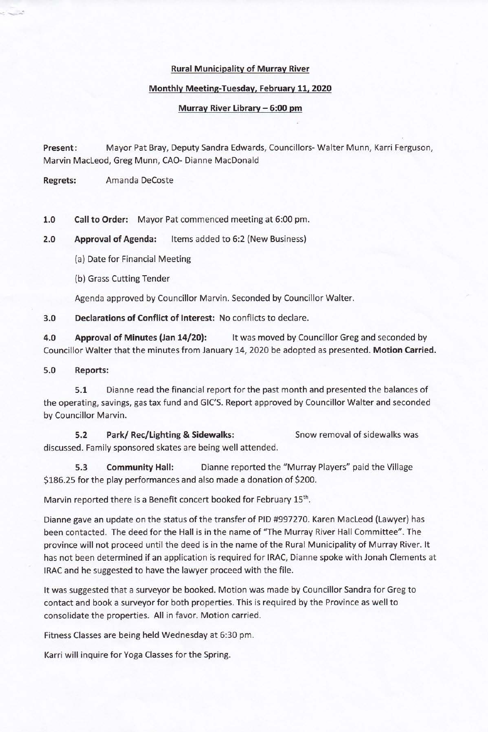**Rural Municipality of Murray River**

**Monthly Meeting-Tuesday, February 11, 2020**

**Murray River Library – 6:00 pm**

**Present:** Mayor Pat Bray, Deputy Sandra Edwards, Councillors- Walter Munn, Karri Ferguson, Marvin MacLeod, Greg Munn, CAO- Dianne MacDonald

**Regrets:** Amanda DeCoste

**1.0 Call to Order:** Mayor Pat commenced meeting at 6:00 pm.

**2.0 Approval of Agenda:** Items added to 6:2 (New Business)

(a) Date for Financial Meeting

(b) Grass Cutting Tender

Agenda approved by Councillor Marvin. Seconded by Councillor Walter.

**3.0 Declarations of Conflict of Interest:** No conflicts to declare.

**4.0 Approval of Minutes (Jan 14/20):** It was moved by Councillor Greg and seconded by Councillor Walter that the minutes from January 14, 2020 be adopted as presented. **Motion Carried.**

**5.0 Reports:**

**5.1** Dianne read the financial report for the past month and presented the balances of the operating, savings, gas tax fund and GIC'S. Report approved by Councillor Walter and seconded by Councillor Marvin.

**5.2 Park/ Rec/Lighting & Sidewalks:** Snow removal of sidewalks was discussed. Family sponsored skates are being well attended.

**5.3 Community Hall:** Dianne reported the "Murray Players" paid the Village $186.25 for the play performances and also made a donation of $200.

Marvin reported there is a Benefit concert booked for February 15th.

Dianne gave an update on the status of the transfer of PID #997270. Karen MacLeod (Lawyer) has been contacted. The deed for the Hall is in the name of "The Murray River Hall Committee". The province will not proceed until the deed is in the name of the Rural Municipality of Murray River. It has not been determined if an application is required for IRAC, Dianne spoke with Jonah Clements at IRAC and he suggested to have the lawyer proceed with the file.

It was suggested that a surveyor be booked. Motion was made by Councillor Sandra for Greg to contact and book a surveyor for both properties. This is required by the Province as well to consolidate the properties. All in favor. Motion carried.

Fitness Classes are being held Wednesday at 6:30 pm.

Karri will inquire for Yoga Classes for the Spring.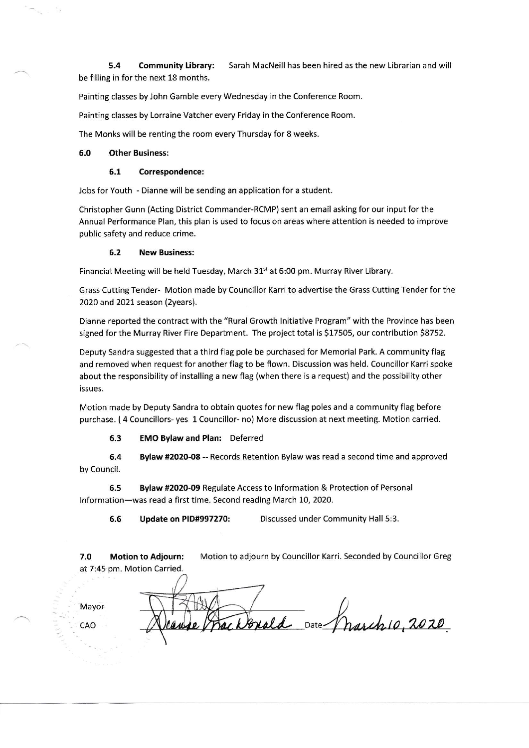**5.4 Community Library:** Sarah MacNeill has been hired as the new Librarian and will be filling in for the next 18 months.

Painting classes by John Gamble every Wednesday in the Conference Room.

Painting classes by Lorraine Vatcher every Friday in the Conference Room.

The Monks will be renting the room every Thursday for 8 weeks.

**6.0 Other Business:**

**6.1 Correspondence:**

Jobs for Youth - Dianne will be sending an application for a student.

Christopher Gunn (Acting District Commander-RCMP) sent an email asking for our input for the Annual Performance Plan, this plan is used to focus on areas where attention is needed to improve public safety and reduce crime.

**6.2 New Business:**

Financial Meeting will be held Tuesday, March 31st at 6:00 pm. Murray River Library.

Grass Cutting Tender- Motion made by Councillor Karri to advertise the Grass Cutting Tender for the 2020 and 2021 season (2years).

Dianne reported the contract with the "Rural Growth Initiative Program" with the Province has been signed for the Murray River Fire Department. The project total is $17505, our contribution $8752.

Deputy Sandra suggested that a third flag pole be purchased for Memorial Park. A community flag and removed when request for another flag to be flown. Discussion was held. Councillor Karri spoke about the responsibility of installing a new flag (when there is a request) and the possibility other issues.

Motion made by Deputy Sandra to obtain quotes for new flag poles and a community flag before purchase. ( 4 Councillors- yes 1 Councillor- no) More discussion at next meeting. Motion carried.

**6.3 EMO Bylaw and Plan:** Deferred

**6.4 Bylaw #2020-08** -- Records Retention Bylaw was read a second time and approved by Council.

**6.5 Bylaw #2020-09** Regulate Access to Information & Protection of Personal Information—was read a first time. Second reading March 10, 2020.

**6.6 Update on PID#997270:** Discussed under Community Hall 5:3.

**7.0 Motion to Adjourn:** Motion to adjourn by Councillor Karri. Seconded by Councillor Greg at 7:45 pm. Motion Carried.

Mayor

CAO Dianne MacDonald Date March 10, 2020